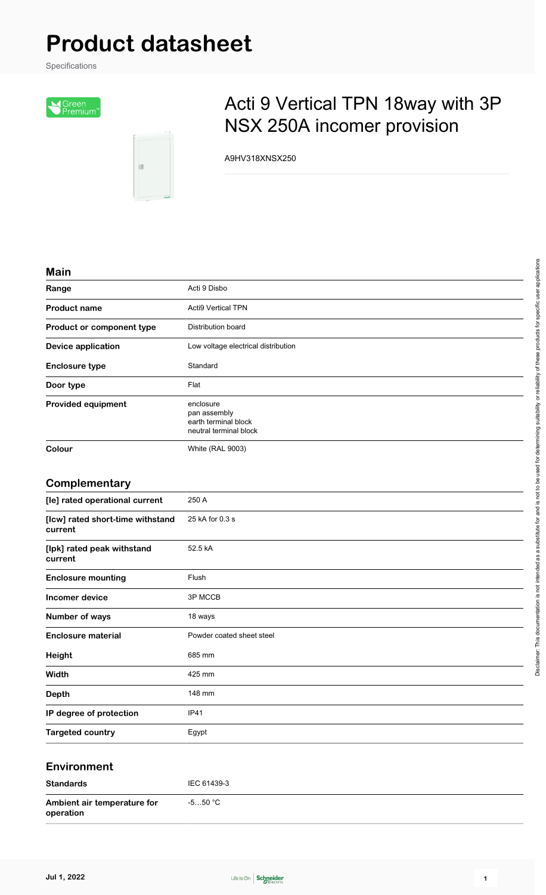# Product datasheet

Specifications

## Acti 9 Vertical TPN 18way with 3P NSX 250A incomer provision

A9HV318XNSX250

### Main

| | |
|---|---|
| **Range** | Acti 9 Disbo |
| **Product name** | Acti9 Vertical TPN |
| **Product or component type** | Distribution board |
| **Device application** | Low voltage electrical distribution |
| **Enclosure type** | Standard |
| **Door type** | Flat |
| **Provided equipment** | enclosure<br>pan assembly<br>earth terminal block<br>neutral terminal block |
| **Colour** | White (RAL 9003) |

### Complementary

| | |
|---|---|
| **[Ie] rated operational current** | 250 A |
| **[Icw] rated short-time withstand current** | 25 kA for 0.3 s |
| **[Ipk] rated peak withstand current** | 52.5 kA |
| **Enclosure mounting** | Flush |
| **Incomer device** | 3P MCCB |
| **Number of ways** | 18 ways |
| **Enclosure material** | Powder coated sheet steel |
| **Height** | 685 mm |
| **Width** | 425 mm |
| **Depth** | 148 mm |
| **IP degree of protection** | IP41 |
| **Targeted country** | Egypt |

### Environment

| | |
|---|---|
| **Standards** | IEC 61439-3 |
| **Ambient air temperature for operation** | -5…50 °C |

Disclaimer: This documentation is not intended as a substitute for and is not to be used for determining suitability or reliability of these products for specific user applications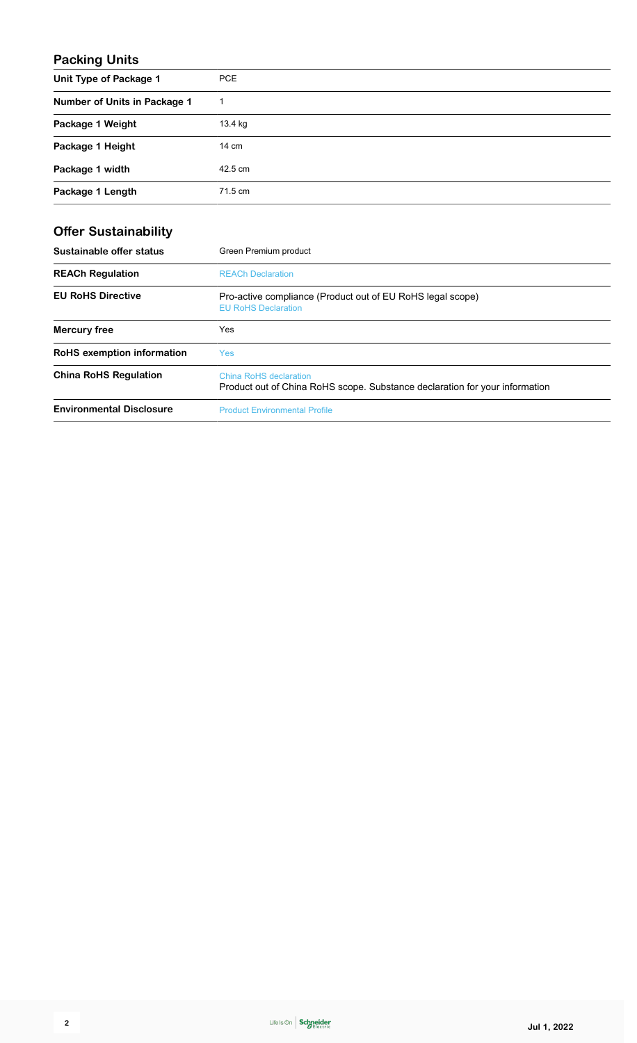## Packing Units

| | |
|---|---|
| **Unit Type of Package 1** | PCE |
| **Number of Units in Package 1** | 1 |
| **Package 1 Weight** | 13.4 kg |
| **Package 1 Height** | 14 cm |
| **Package 1 width** | 42.5 cm |
| **Package 1 Length** | 71.5 cm |

## Offer Sustainability

| | |
|---|---|
| **Sustainable offer status** | Green Premium product |
| **REACh Regulation** | REACh Declaration |
| **EU RoHS Directive** | Pro-active compliance (Product out of EU RoHS legal scope)<br>EU RoHS Declaration |
| **Mercury free** | Yes |
| **RoHS exemption information** | Yes |
| **China RoHS Regulation** | China RoHS declaration<br>Product out of China RoHS scope. Substance declaration for your information |
| **Environmental Disclosure** | Product Environmental Profile |